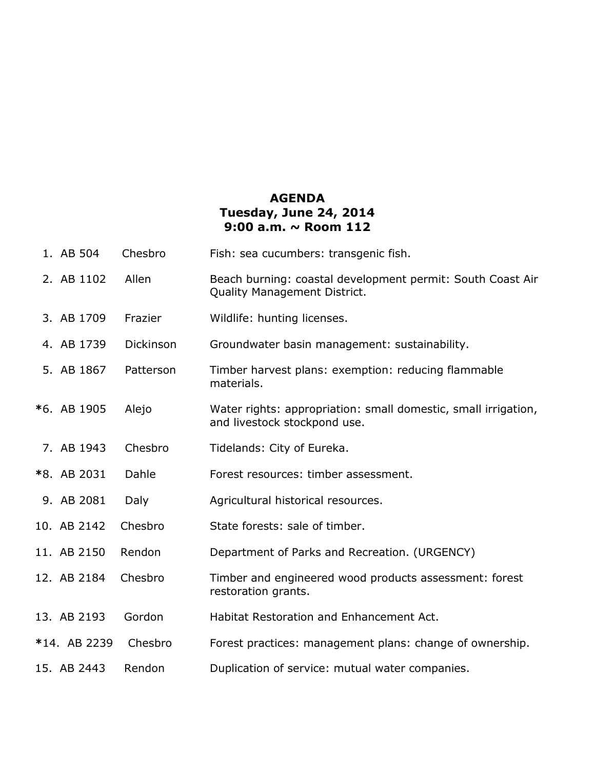**AGENDA**
**Tuesday, June 24, 2014**
**9:00 a.m. ~ Room 112**

| | | | |
|---|---|---|---|
| 1. | AB 504 | Chesbro | Fish: sea cucumbers: transgenic fish. |
| 2. | AB 1102 | Allen | Beach burning: coastal development permit: South Coast Air Quality Management District. |
| 3. | AB 1709 | Frazier | Wildlife: hunting licenses. |
| 4. | AB 1739 | Dickinson | Groundwater basin management: sustainability. |
| 5. | AB 1867 | Patterson | Timber harvest plans: exemption: reducing flammable materials. |
| *6. | AB 1905 | Alejo | Water rights: appropriation: small domestic, small irrigation, and livestock stockpond use. |
| 7. | AB 1943 | Chesbro | Tidelands: City of Eureka. |
| *8. | AB 2031 | Dahle | Forest resources: timber assessment. |
| 9. | AB 2081 | Daly | Agricultural historical resources. |
| 10. | AB 2142 | Chesbro | State forests: sale of timber. |
| 11. | AB 2150 | Rendon | Department of Parks and Recreation. (URGENCY) |
| 12. | AB 2184 | Chesbro | Timber and engineered wood products assessment: forest restoration grants. |
| 13. | AB 2193 | Gordon | Habitat Restoration and Enhancement Act. |
| *14. | AB 2239 | Chesbro | Forest practices: management plans: change of ownership. |
| 15. | AB 2443 | Rendon | Duplication of service: mutual water companies. |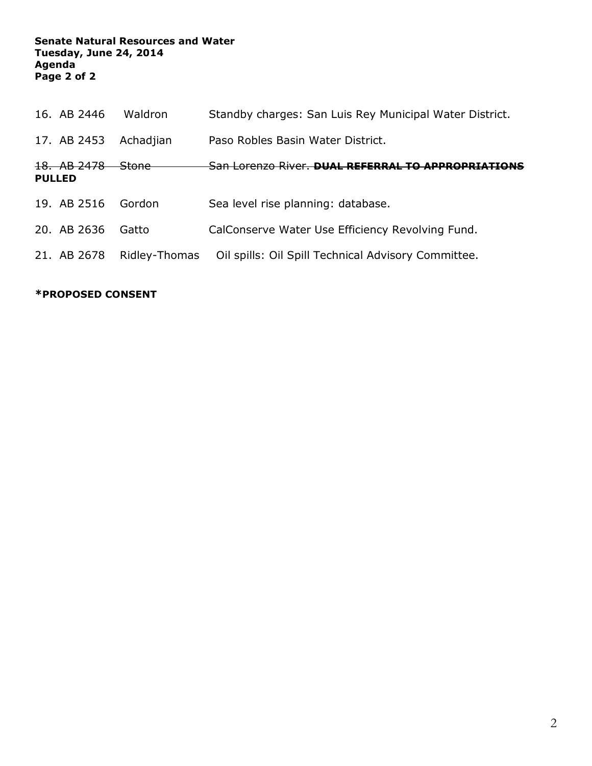16. AB 2446 Waldron Standby charges: San Luis Rey Municipal Water District.

17. AB 2453 Achadjian Paso Robles Basin Water District.

~~18. AB 2478 Stone San Lorenzo River. **DUAL REFERRAL TO APPROPRIATIONS**~~
**PULLED**

19. AB 2516 Gordon Sea level rise planning: database.

20. AB 2636 Gatto CalConserve Water Use Efficiency Revolving Fund.

21. AB 2678 Ridley-Thomas Oil spills: Oil Spill Technical Advisory Committee.

**\*PROPOSED CONSENT**